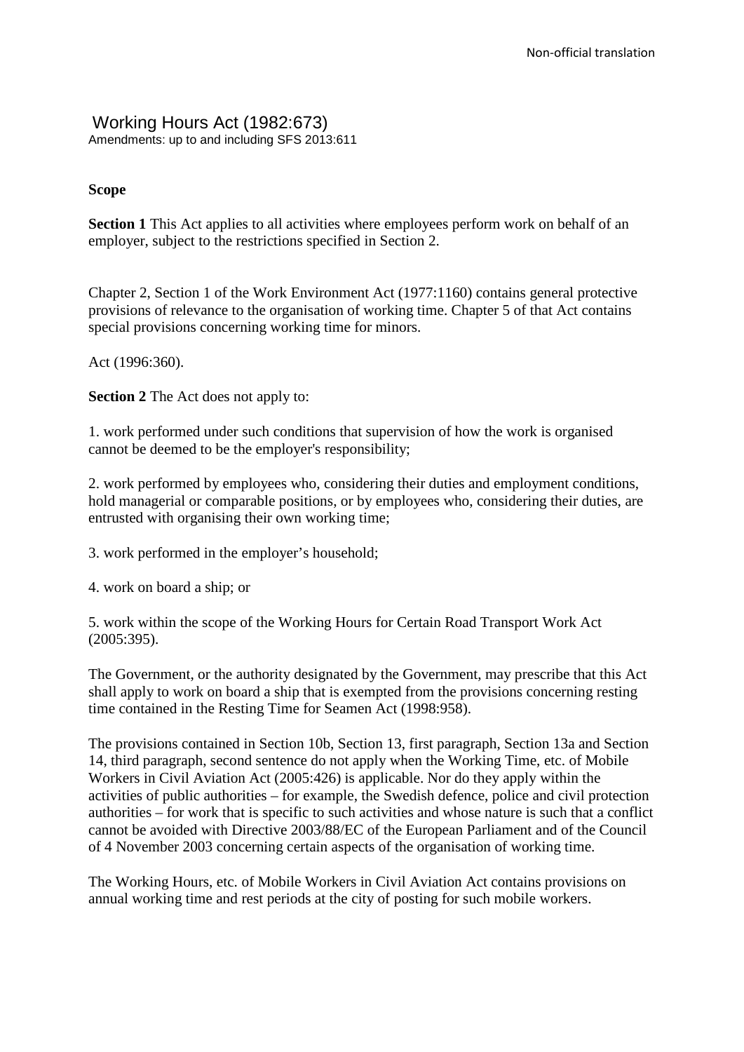# Working Hours Act (1982:673)

Amendments: up to and including SFS 2013:611

## Scope

**Section 1** This Act applies to all activities where employees perform work on behalf of an employer, subject to the restrictions specified in Section 2.

Chapter 2, Section 1 of the Work Environment Act (1977:1160) contains general protective provisions of relevance to the organisation of working time. Chapter 5 of that Act contains special provisions concerning working time for minors.

Act (1996:360).

**Section 2** The Act does not apply to:

1. work performed under such conditions that supervision of how the work is organised cannot be deemed to be the employer's responsibility;

2. work performed by employees who, considering their duties and employment conditions, hold managerial or comparable positions, or by employees who, considering their duties, are entrusted with organising their own working time;

3. work performed in the employer's household;

4. work on board a ship; or

5. work within the scope of the Working Hours for Certain Road Transport Work Act (2005:395).

The Government, or the authority designated by the Government, may prescribe that this Act shall apply to work on board a ship that is exempted from the provisions concerning resting time contained in the Resting Time for Seamen Act (1998:958).

The provisions contained in Section 10b, Section 13, first paragraph, Section 13a and Section 14, third paragraph, second sentence do not apply when the Working Time, etc. of Mobile Workers in Civil Aviation Act (2005:426) is applicable. Nor do they apply within the activities of public authorities – for example, the Swedish defence, police and civil protection authorities – for work that is specific to such activities and whose nature is such that a conflict cannot be avoided with Directive 2003/88/EC of the European Parliament and of the Council of 4 November 2003 concerning certain aspects of the organisation of working time.

The Working Hours, etc. of Mobile Workers in Civil Aviation Act contains provisions on annual working time and rest periods at the city of posting for such mobile workers.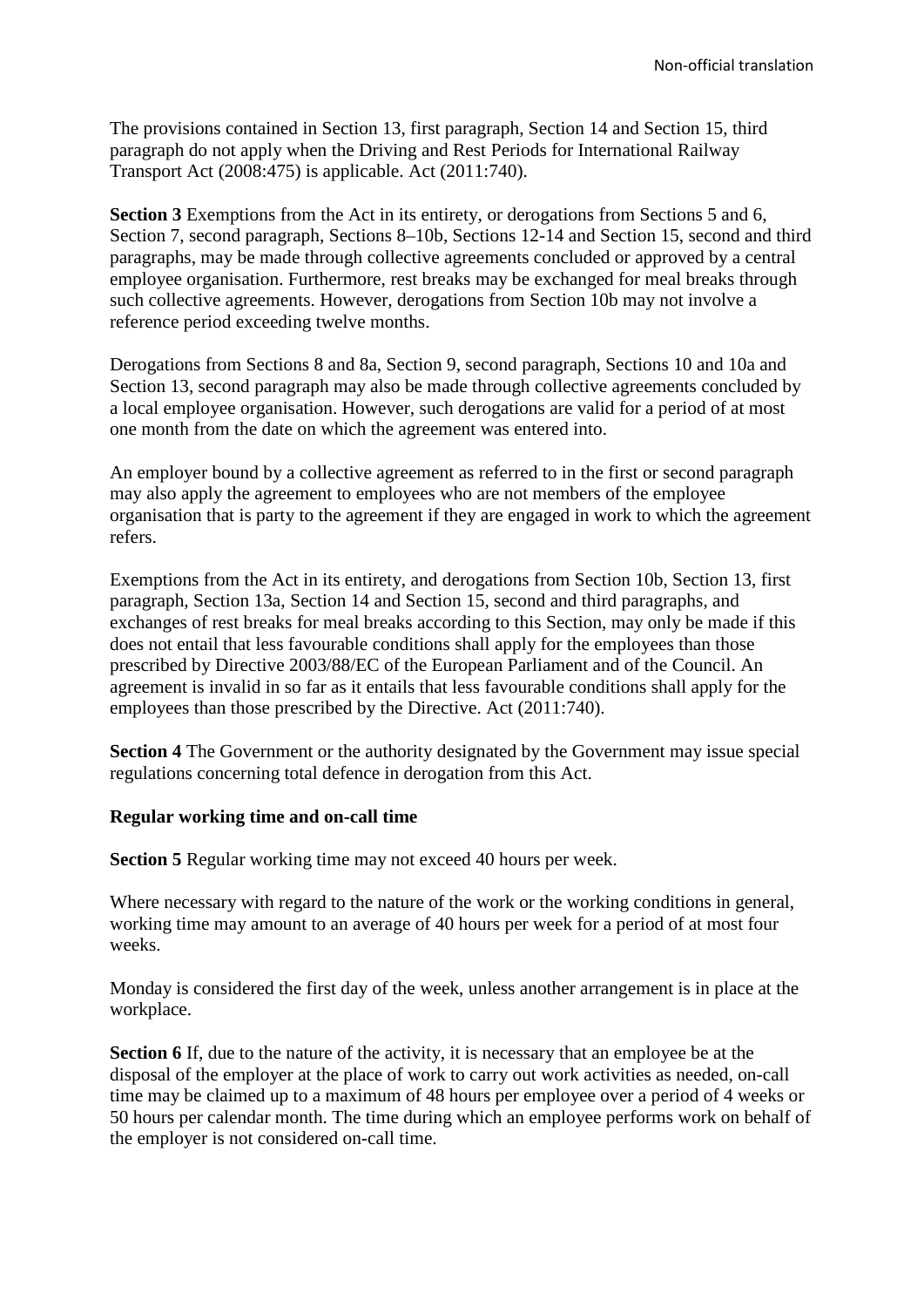The provisions contained in Section 13, first paragraph, Section 14 and Section 15, third paragraph do not apply when the Driving and Rest Periods for International Railway Transport Act (2008:475) is applicable. Act (2011:740).

**Section 3** Exemptions from the Act in its entirety, or derogations from Sections 5 and 6, Section 7, second paragraph, Sections 8–10b, Sections 12-14 and Section 15, second and third paragraphs, may be made through collective agreements concluded or approved by a central employee organisation. Furthermore, rest breaks may be exchanged for meal breaks through such collective agreements. However, derogations from Section 10b may not involve a reference period exceeding twelve months.

Derogations from Sections 8 and 8a, Section 9, second paragraph, Sections 10 and 10a and Section 13, second paragraph may also be made through collective agreements concluded by a local employee organisation. However, such derogations are valid for a period of at most one month from the date on which the agreement was entered into.

An employer bound by a collective agreement as referred to in the first or second paragraph may also apply the agreement to employees who are not members of the employee organisation that is party to the agreement if they are engaged in work to which the agreement refers.

Exemptions from the Act in its entirety, and derogations from Section 10b, Section 13, first paragraph, Section 13a, Section 14 and Section 15, second and third paragraphs, and exchanges of rest breaks for meal breaks according to this Section, may only be made if this does not entail that less favourable conditions shall apply for the employees than those prescribed by Directive 2003/88/EC of the European Parliament and of the Council. An agreement is invalid in so far as it entails that less favourable conditions shall apply for the employees than those prescribed by the Directive. Act (2011:740).

**Section 4** The Government or the authority designated by the Government may issue special regulations concerning total defence in derogation from this Act.

### Regular working time and on-call time

**Section 5** Regular working time may not exceed 40 hours per week.

Where necessary with regard to the nature of the work or the working conditions in general, working time may amount to an average of 40 hours per week for a period of at most four weeks.

Monday is considered the first day of the week, unless another arrangement is in place at the workplace.

**Section 6** If, due to the nature of the activity, it is necessary that an employee be at the disposal of the employer at the place of work to carry out work activities as needed, on-call time may be claimed up to a maximum of 48 hours per employee over a period of 4 weeks or 50 hours per calendar month. The time during which an employee performs work on behalf of the employer is not considered on-call time.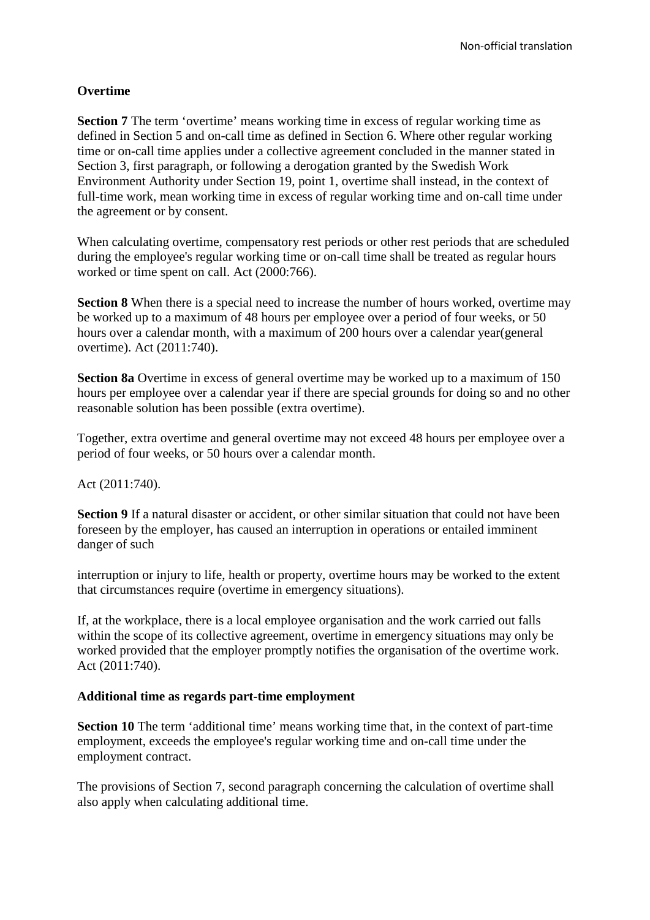## Overtime

**Section 7** The term 'overtime' means working time in excess of regular working time as defined in Section 5 and on-call time as defined in Section 6. Where other regular working time or on-call time applies under a collective agreement concluded in the manner stated in Section 3, first paragraph, or following a derogation granted by the Swedish Work Environment Authority under Section 19, point 1, overtime shall instead, in the context of full-time work, mean working time in excess of regular working time and on-call time under the agreement or by consent.

When calculating overtime, compensatory rest periods or other rest periods that are scheduled during the employee's regular working time or on-call time shall be treated as regular hours worked or time spent on call. Act (2000:766).

**Section 8** When there is a special need to increase the number of hours worked, overtime may be worked up to a maximum of 48 hours per employee over a period of four weeks, or 50 hours over a calendar month, with a maximum of 200 hours over a calendar year(general overtime). Act (2011:740).

**Section 8a** Overtime in excess of general overtime may be worked up to a maximum of 150 hours per employee over a calendar year if there are special grounds for doing so and no other reasonable solution has been possible (extra overtime).

Together, extra overtime and general overtime may not exceed 48 hours per employee over a period of four weeks, or 50 hours over a calendar month.

Act (2011:740).

**Section 9** If a natural disaster or accident, or other similar situation that could not have been foreseen by the employer, has caused an interruption in operations or entailed imminent danger of such interruption or injury to life, health or property, overtime hours may be worked to the extent that circumstances require (overtime in emergency situations).

If, at the workplace, there is a local employee organisation and the work carried out falls within the scope of its collective agreement, overtime in emergency situations may only be worked provided that the employer promptly notifies the organisation of the overtime work. Act (2011:740).

## Additional time as regards part-time employment

**Section 10** The term 'additional time' means working time that, in the context of part-time employment, exceeds the employee's regular working time and on-call time under the employment contract.

The provisions of Section 7, second paragraph concerning the calculation of overtime shall also apply when calculating additional time.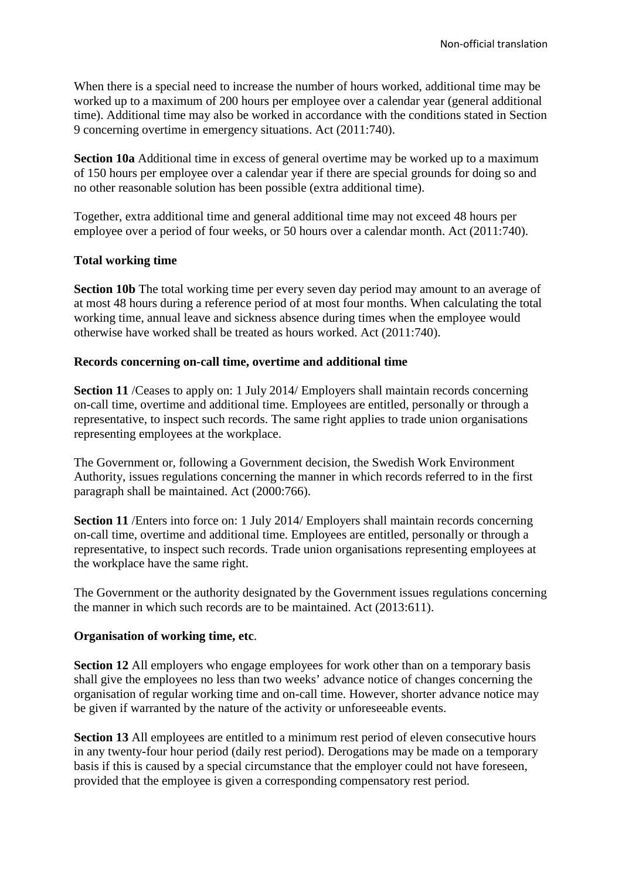When there is a special need to increase the number of hours worked, additional time may be worked up to a maximum of 200 hours per employee over a calendar year (general additional time). Additional time may also be worked in accordance with the conditions stated in Section 9 concerning overtime in emergency situations. Act (2011:740).

**Section 10a** Additional time in excess of general overtime may be worked up to a maximum of 150 hours per employee over a calendar year if there are special grounds for doing so and no other reasonable solution has been possible (extra additional time).

Together, extra additional time and general additional time may not exceed 48 hours per employee over a period of four weeks, or 50 hours over a calendar month. Act (2011:740).

**Total working time**

**Section 10b** The total working time per every seven day period may amount to an average of at most 48 hours during a reference period of at most four months. When calculating the total working time, annual leave and sickness absence during times when the employee would otherwise have worked shall be treated as hours worked. Act (2011:740).

**Records concerning on-call time, overtime and additional time**

**Section 11** /Ceases to apply on: 1 July 2014/ Employers shall maintain records concerning on-call time, overtime and additional time. Employees are entitled, personally or through a representative, to inspect such records. The same right applies to trade union organisations representing employees at the workplace.

The Government or, following a Government decision, the Swedish Work Environment Authority, issues regulations concerning the manner in which records referred to in the first paragraph shall be maintained. Act (2000:766).

**Section 11** /Enters into force on: 1 July 2014/ Employers shall maintain records concerning on-call time, overtime and additional time. Employees are entitled, personally or through a representative, to inspect such records. Trade union organisations representing employees at the workplace have the same right.

The Government or the authority designated by the Government issues regulations concerning the manner in which such records are to be maintained. Act (2013:611).

**Organisation of working time, etc**.

**Section 12** All employers who engage employees for work other than on a temporary basis shall give the employees no less than two weeks' advance notice of changes concerning the organisation of regular working time and on-call time. However, shorter advance notice may be given if warranted by the nature of the activity or unforeseeable events.

**Section 13** All employees are entitled to a minimum rest period of eleven consecutive hours in any twenty-four hour period (daily rest period). Derogations may be made on a temporary basis if this is caused by a special circumstance that the employer could not have foreseen, provided that the employee is given a corresponding compensatory rest period.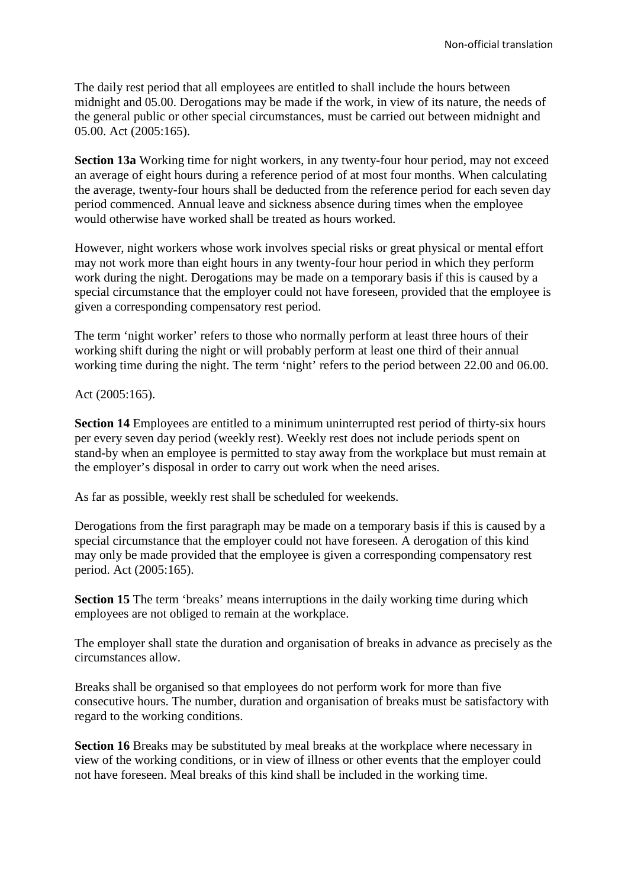The daily rest period that all employees are entitled to shall include the hours between midnight and 05.00. Derogations may be made if the work, in view of its nature, the needs of the general public or other special circumstances, must be carried out between midnight and 05.00. Act (2005:165).

**Section 13a** Working time for night workers, in any twenty-four hour period, may not exceed an average of eight hours during a reference period of at most four months. When calculating the average, twenty-four hours shall be deducted from the reference period for each seven day period commenced. Annual leave and sickness absence during times when the employee would otherwise have worked shall be treated as hours worked.

However, night workers whose work involves special risks or great physical or mental effort may not work more than eight hours in any twenty-four hour period in which they perform work during the night. Derogations may be made on a temporary basis if this is caused by a special circumstance that the employer could not have foreseen, provided that the employee is given a corresponding compensatory rest period.

The term 'night worker' refers to those who normally perform at least three hours of their working shift during the night or will probably perform at least one third of their annual working time during the night. The term 'night' refers to the period between 22.00 and 06.00.

Act (2005:165).

**Section 14** Employees are entitled to a minimum uninterrupted rest period of thirty-six hours per every seven day period (weekly rest). Weekly rest does not include periods spent on stand-by when an employee is permitted to stay away from the workplace but must remain at the employer's disposal in order to carry out work when the need arises.

As far as possible, weekly rest shall be scheduled for weekends.

Derogations from the first paragraph may be made on a temporary basis if this is caused by a special circumstance that the employer could not have foreseen. A derogation of this kind may only be made provided that the employee is given a corresponding compensatory rest period. Act (2005:165).

**Section 15** The term 'breaks' means interruptions in the daily working time during which employees are not obliged to remain at the workplace.

The employer shall state the duration and organisation of breaks in advance as precisely as the circumstances allow.

Breaks shall be organised so that employees do not perform work for more than five consecutive hours. The number, duration and organisation of breaks must be satisfactory with regard to the working conditions.

**Section 16** Breaks may be substituted by meal breaks at the workplace where necessary in view of the working conditions, or in view of illness or other events that the employer could not have foreseen. Meal breaks of this kind shall be included in the working time.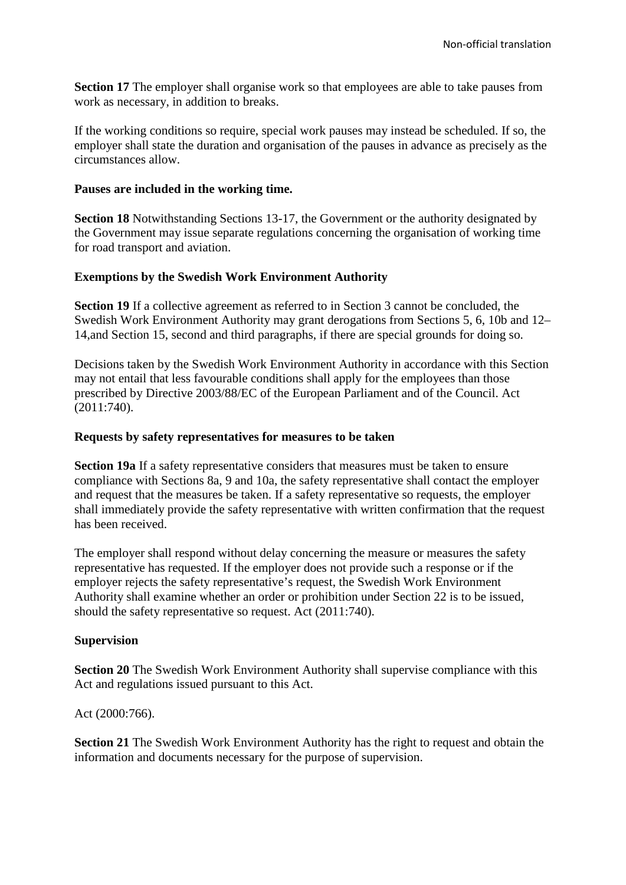**Section 17** The employer shall organise work so that employees are able to take pauses from work as necessary, in addition to breaks.

If the working conditions so require, special work pauses may instead be scheduled. If so, the employer shall state the duration and organisation of the pauses in advance as precisely as the circumstances allow.

**Pauses are included in the working time.**

**Section 18** Notwithstanding Sections 13-17, the Government or the authority designated by the Government may issue separate regulations concerning the organisation of working time for road transport and aviation.

**Exemptions by the Swedish Work Environment Authority**

**Section 19** If a collective agreement as referred to in Section 3 cannot be concluded, the Swedish Work Environment Authority may grant derogations from Sections 5, 6, 10b and 12–14,and Section 15, second and third paragraphs, if there are special grounds for doing so.

Decisions taken by the Swedish Work Environment Authority in accordance with this Section may not entail that less favourable conditions shall apply for the employees than those prescribed by Directive 2003/88/EC of the European Parliament and of the Council. Act (2011:740).

**Requests by safety representatives for measures to be taken**

**Section 19a** If a safety representative considers that measures must be taken to ensure compliance with Sections 8a, 9 and 10a, the safety representative shall contact the employer and request that the measures be taken. If a safety representative so requests, the employer shall immediately provide the safety representative with written confirmation that the request has been received.

The employer shall respond without delay concerning the measure or measures the safety representative has requested. If the employer does not provide such a response or if the employer rejects the safety representative's request, the Swedish Work Environment Authority shall examine whether an order or prohibition under Section 22 is to be issued, should the safety representative so request. Act (2011:740).

**Supervision**

**Section 20** The Swedish Work Environment Authority shall supervise compliance with this Act and regulations issued pursuant to this Act.

Act (2000:766).

**Section 21** The Swedish Work Environment Authority has the right to request and obtain the information and documents necessary for the purpose of supervision.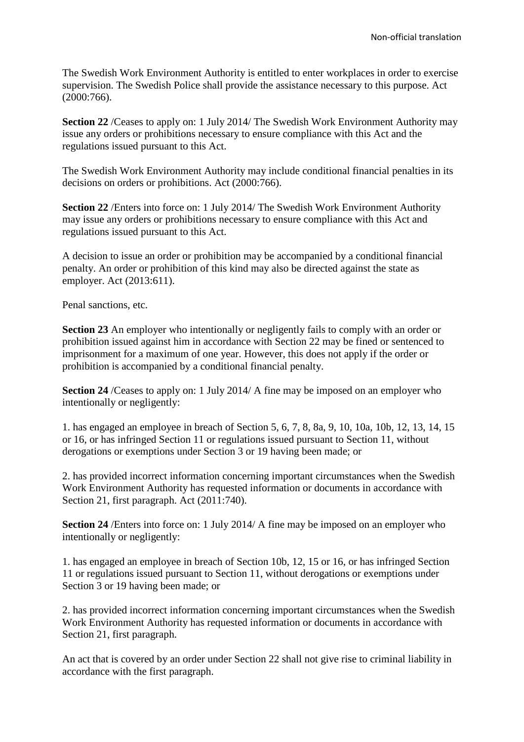The Swedish Work Environment Authority is entitled to enter workplaces in order to exercise supervision. The Swedish Police shall provide the assistance necessary to this purpose. Act (2000:766).

**Section 22** /Ceases to apply on: 1 July 2014/ The Swedish Work Environment Authority may issue any orders or prohibitions necessary to ensure compliance with this Act and the regulations issued pursuant to this Act.

The Swedish Work Environment Authority may include conditional financial penalties in its decisions on orders or prohibitions. Act (2000:766).

**Section 22** /Enters into force on: 1 July 2014/ The Swedish Work Environment Authority may issue any orders or prohibitions necessary to ensure compliance with this Act and regulations issued pursuant to this Act.

A decision to issue an order or prohibition may be accompanied by a conditional financial penalty. An order or prohibition of this kind may also be directed against the state as employer. Act (2013:611).

Penal sanctions, etc.

**Section 23** An employer who intentionally or negligently fails to comply with an order or prohibition issued against him in accordance with Section 22 may be fined or sentenced to imprisonment for a maximum of one year. However, this does not apply if the order or prohibition is accompanied by a conditional financial penalty.

**Section 24** /Ceases to apply on: 1 July 2014/ A fine may be imposed on an employer who intentionally or negligently:

1. has engaged an employee in breach of Section 5, 6, 7, 8, 8a, 9, 10, 10a, 10b, 12, 13, 14, 15 or 16, or has infringed Section 11 or regulations issued pursuant to Section 11, without derogations or exemptions under Section 3 or 19 having been made; or

2. has provided incorrect information concerning important circumstances when the Swedish Work Environment Authority has requested information or documents in accordance with Section 21, first paragraph. Act (2011:740).

**Section 24** /Enters into force on: 1 July 2014/ A fine may be imposed on an employer who intentionally or negligently:

1. has engaged an employee in breach of Section 10b, 12, 15 or 16, or has infringed Section 11 or regulations issued pursuant to Section 11, without derogations or exemptions under Section 3 or 19 having been made; or

2. has provided incorrect information concerning important circumstances when the Swedish Work Environment Authority has requested information or documents in accordance with Section 21, first paragraph.

An act that is covered by an order under Section 22 shall not give rise to criminal liability in accordance with the first paragraph.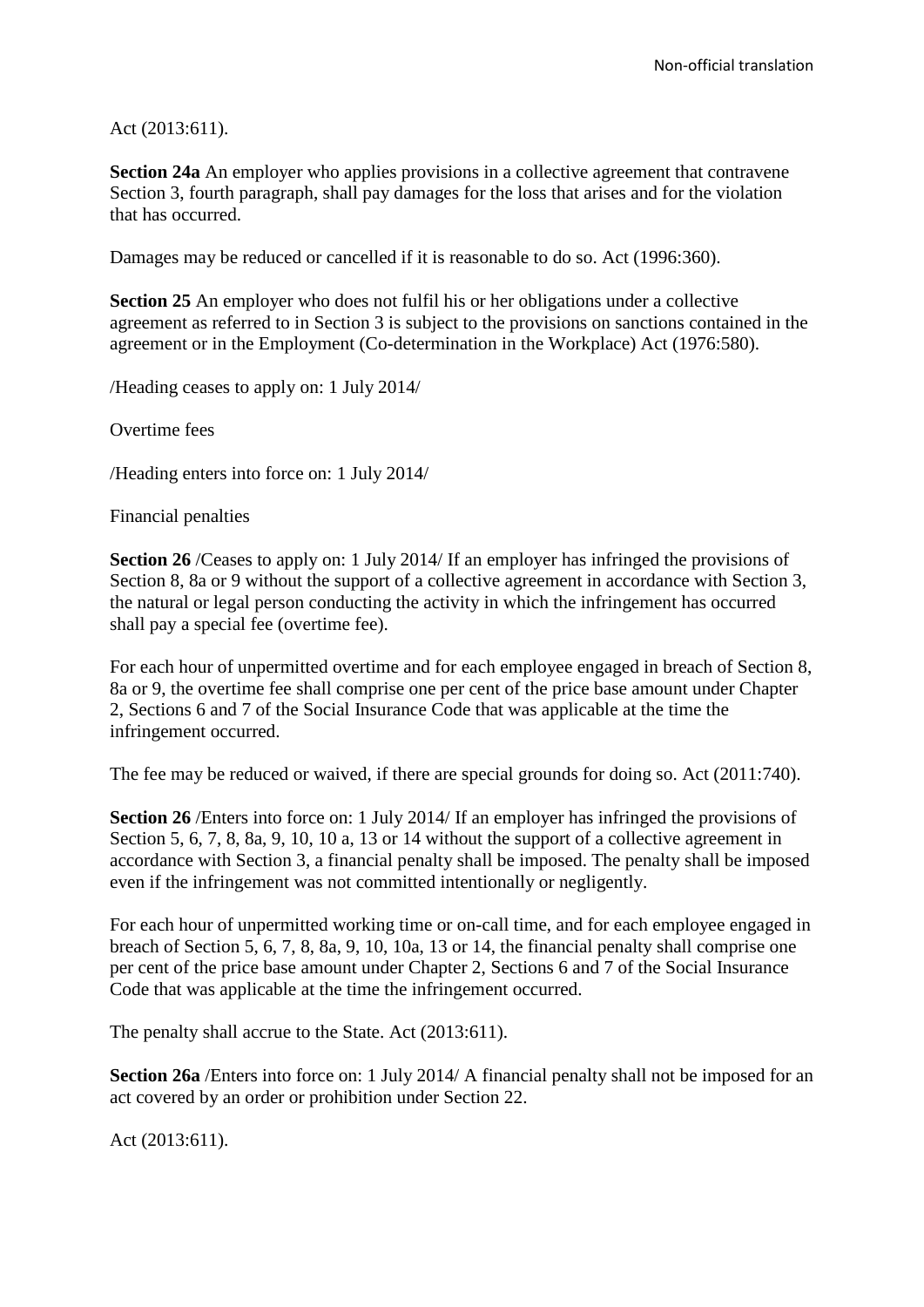Act (2013:611).

**Section 24a** An employer who applies provisions in a collective agreement that contravene Section 3, fourth paragraph, shall pay damages for the loss that arises and for the violation that has occurred.

Damages may be reduced or cancelled if it is reasonable to do so. Act (1996:360).

**Section 25** An employer who does not fulfil his or her obligations under a collective agreement as referred to in Section 3 is subject to the provisions on sanctions contained in the agreement or in the Employment (Co-determination in the Workplace) Act (1976:580).

/Heading ceases to apply on: 1 July 2014/

Overtime fees

/Heading enters into force on: 1 July 2014/

Financial penalties

**Section 26** /Ceases to apply on: 1 July 2014/ If an employer has infringed the provisions of Section 8, 8a or 9 without the support of a collective agreement in accordance with Section 3, the natural or legal person conducting the activity in which the infringement has occurred shall pay a special fee (overtime fee).

For each hour of unpermitted overtime and for each employee engaged in breach of Section 8, 8a or 9, the overtime fee shall comprise one per cent of the price base amount under Chapter 2, Sections 6 and 7 of the Social Insurance Code that was applicable at the time the infringement occurred.

The fee may be reduced or waived, if there are special grounds for doing so. Act (2011:740).

**Section 26** /Enters into force on: 1 July 2014/ If an employer has infringed the provisions of Section 5, 6, 7, 8, 8a, 9, 10, 10 a, 13 or 14 without the support of a collective agreement in accordance with Section 3, a financial penalty shall be imposed. The penalty shall be imposed even if the infringement was not committed intentionally or negligently.

For each hour of unpermitted working time or on-call time, and for each employee engaged in breach of Section 5, 6, 7, 8, 8a, 9, 10, 10a, 13 or 14, the financial penalty shall comprise one per cent of the price base amount under Chapter 2, Sections 6 and 7 of the Social Insurance Code that was applicable at the time the infringement occurred.

The penalty shall accrue to the State. Act (2013:611).

**Section 26a** /Enters into force on: 1 July 2014/ A financial penalty shall not be imposed for an act covered by an order or prohibition under Section 22.

Act (2013:611).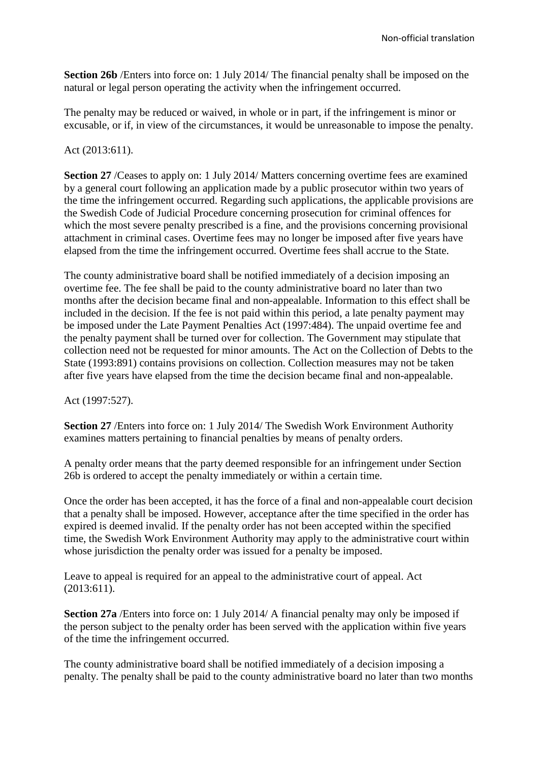**Section 26b** /Enters into force on: 1 July 2014/ The financial penalty shall be imposed on the natural or legal person operating the activity when the infringement occurred.

The penalty may be reduced or waived, in whole or in part, if the infringement is minor or excusable, or if, in view of the circumstances, it would be unreasonable to impose the penalty.

Act (2013:611).

**Section 27** /Ceases to apply on: 1 July 2014/ Matters concerning overtime fees are examined by a general court following an application made by a public prosecutor within two years of the time the infringement occurred. Regarding such applications, the applicable provisions are the Swedish Code of Judicial Procedure concerning prosecution for criminal offences for which the most severe penalty prescribed is a fine, and the provisions concerning provisional attachment in criminal cases. Overtime fees may no longer be imposed after five years have elapsed from the time the infringement occurred. Overtime fees shall accrue to the State.

The county administrative board shall be notified immediately of a decision imposing an overtime fee. The fee shall be paid to the county administrative board no later than two months after the decision became final and non-appealable. Information to this effect shall be included in the decision. If the fee is not paid within this period, a late penalty payment may be imposed under the Late Payment Penalties Act (1997:484). The unpaid overtime fee and the penalty payment shall be turned over for collection. The Government may stipulate that collection need not be requested for minor amounts. The Act on the Collection of Debts to the State (1993:891) contains provisions on collection. Collection measures may not be taken after five years have elapsed from the time the decision became final and non-appealable.

Act (1997:527).

**Section 27** /Enters into force on: 1 July 2014/ The Swedish Work Environment Authority examines matters pertaining to financial penalties by means of penalty orders.

A penalty order means that the party deemed responsible for an infringement under Section 26b is ordered to accept the penalty immediately or within a certain time.

Once the order has been accepted, it has the force of a final and non-appealable court decision that a penalty shall be imposed. However, acceptance after the time specified in the order has expired is deemed invalid. If the penalty order has not been accepted within the specified time, the Swedish Work Environment Authority may apply to the administrative court within whose jurisdiction the penalty order was issued for a penalty be imposed.

Leave to appeal is required for an appeal to the administrative court of appeal. Act (2013:611).

**Section 27a** /Enters into force on: 1 July 2014/ A financial penalty may only be imposed if the person subject to the penalty order has been served with the application within five years of the time the infringement occurred.

The county administrative board shall be notified immediately of a decision imposing a penalty. The penalty shall be paid to the county administrative board no later than two months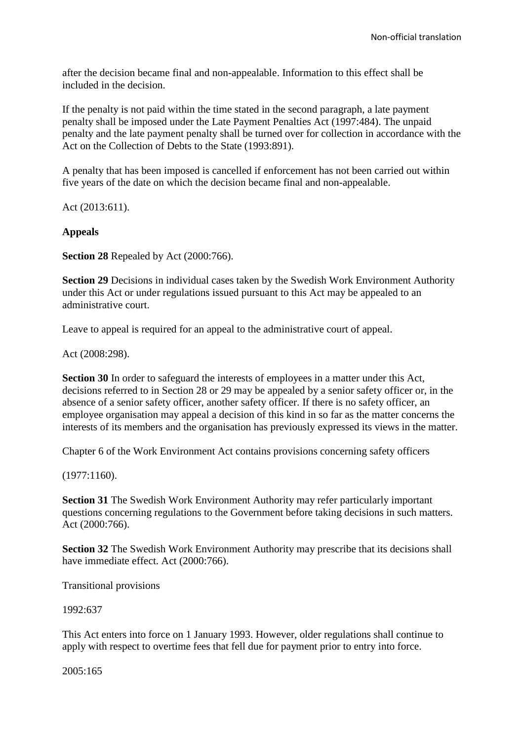after the decision became final and non-appealable. Information to this effect shall be included in the decision.

If the penalty is not paid within the time stated in the second paragraph, a late payment penalty shall be imposed under the Late Payment Penalties Act (1997:484). The unpaid penalty and the late payment penalty shall be turned over for collection in accordance with the Act on the Collection of Debts to the State (1993:891).

A penalty that has been imposed is cancelled if enforcement has not been carried out within five years of the date on which the decision became final and non-appealable.

Act (2013:611).

**Appeals**

**Section 28** Repealed by Act (2000:766).

**Section 29** Decisions in individual cases taken by the Swedish Work Environment Authority under this Act or under regulations issued pursuant to this Act may be appealed to an administrative court.

Leave to appeal is required for an appeal to the administrative court of appeal.

Act (2008:298).

**Section 30** In order to safeguard the interests of employees in a matter under this Act, decisions referred to in Section 28 or 29 may be appealed by a senior safety officer or, in the absence of a senior safety officer, another safety officer. If there is no safety officer, an employee organisation may appeal a decision of this kind in so far as the matter concerns the interests of its members and the organisation has previously expressed its views in the matter.

Chapter 6 of the Work Environment Act contains provisions concerning safety officers

(1977:1160).

**Section 31** The Swedish Work Environment Authority may refer particularly important questions concerning regulations to the Government before taking decisions in such matters. Act (2000:766).

**Section 32** The Swedish Work Environment Authority may prescribe that its decisions shall have immediate effect. Act (2000:766).

Transitional provisions

1992:637

This Act enters into force on 1 January 1993. However, older regulations shall continue to apply with respect to overtime fees that fell due for payment prior to entry into force.

2005:165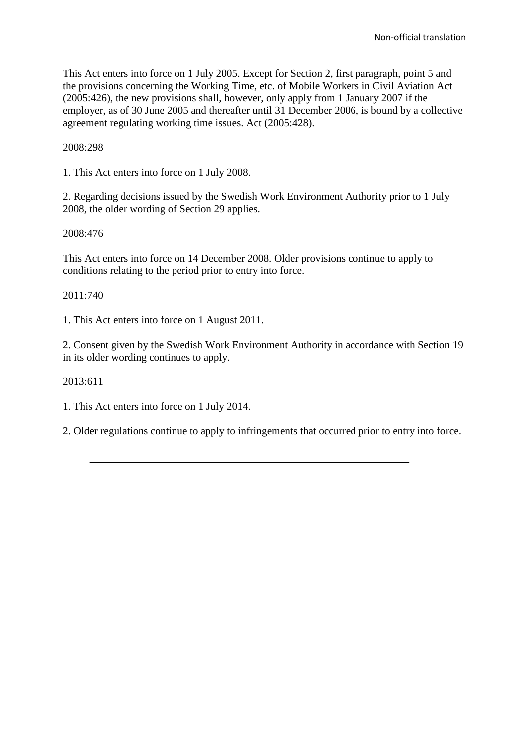This Act enters into force on 1 July 2005. Except for Section 2, first paragraph, point 5 and the provisions concerning the Working Time, etc. of Mobile Workers in Civil Aviation Act (2005:426), the new provisions shall, however, only apply from 1 January 2007 if the employer, as of 30 June 2005 and thereafter until 31 December 2006, is bound by a collective agreement regulating working time issues. Act (2005:428).

2008:298

1. This Act enters into force on 1 July 2008.

2. Regarding decisions issued by the Swedish Work Environment Authority prior to 1 July 2008, the older wording of Section 29 applies.

2008:476

This Act enters into force on 14 December 2008. Older provisions continue to apply to conditions relating to the period prior to entry into force.

2011:740

1. This Act enters into force on 1 August 2011.

2. Consent given by the Swedish Work Environment Authority in accordance with Section 19 in its older wording continues to apply.

2013:611

1. This Act enters into force on 1 July 2014.

2. Older regulations continue to apply to infringements that occurred prior to entry into force.

---